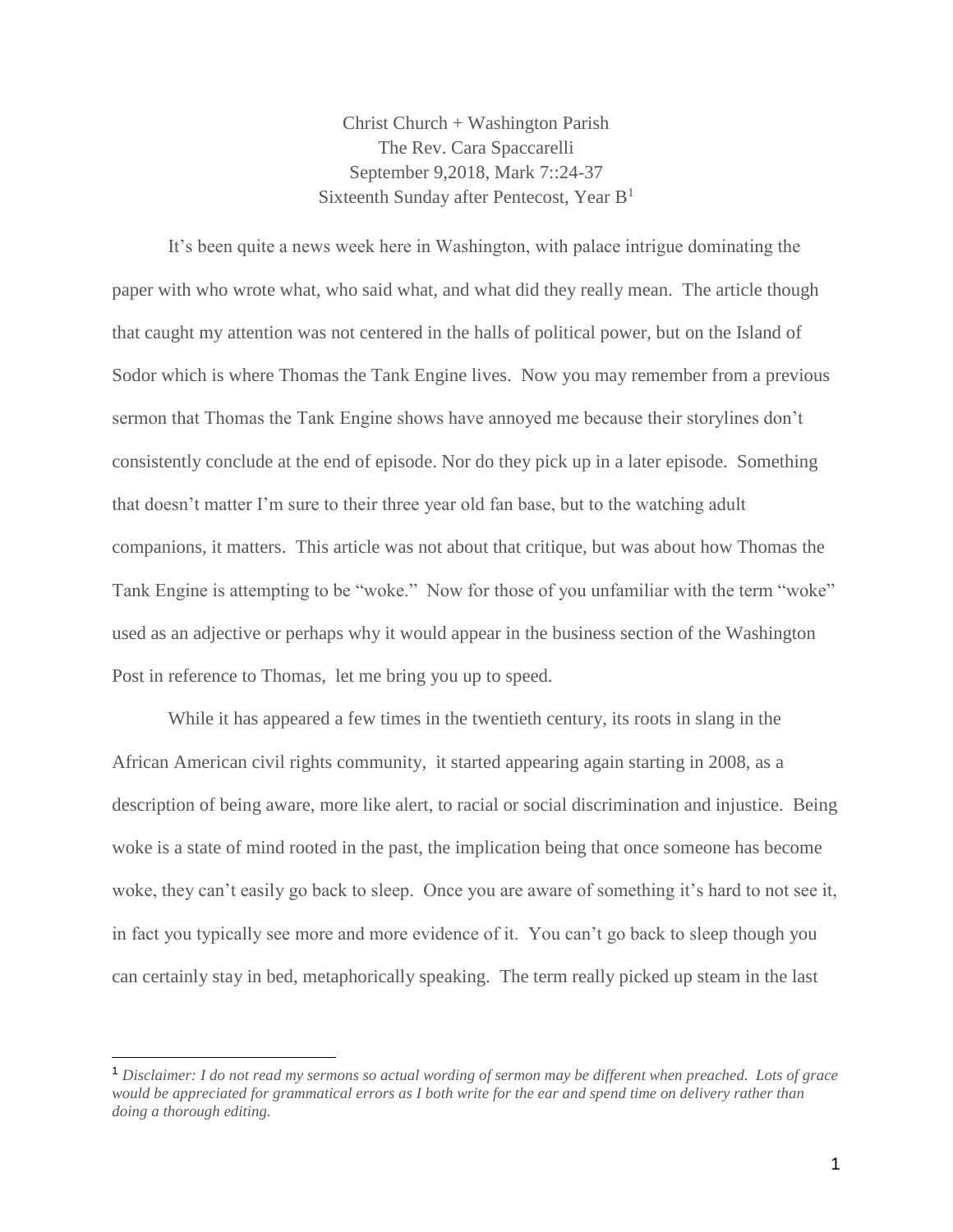Christ Church + Washington Parish
The Rev. Cara Spaccarelli
September 9,2018, Mark 7::24-37
Sixteenth Sunday after Pentecost, Year B[1]

It's been quite a news week here in Washington, with palace intrigue dominating the paper with who wrote what, who said what, and what did they really mean. The article though that caught my attention was not centered in the halls of political power, but on the Island of Sodor which is where Thomas the Tank Engine lives. Now you may remember from a previous sermon that Thomas the Tank Engine shows have annoyed me because their storylines don't consistently conclude at the end of episode. Nor do they pick up in a later episode. Something that doesn't matter I'm sure to their three year old fan base, but to the watching adult companions, it matters. This article was not about that critique, but was about how Thomas the Tank Engine is attempting to be "woke." Now for those of you unfamiliar with the term "woke" used as an adjective or perhaps why it would appear in the business section of the Washington Post in reference to Thomas, let me bring you up to speed.

While it has appeared a few times in the twentieth century, its roots in slang in the African American civil rights community, it started appearing again starting in 2008, as a description of being aware, more like alert, to racial or social discrimination and injustice. Being woke is a state of mind rooted in the past, the implication being that once someone has become woke, they can't easily go back to sleep. Once you are aware of something it's hard to not see it, in fact you typically see more and more evidence of it. You can't go back to sleep though you can certainly stay in bed, metaphorically speaking. The term really picked up steam in the last

---

[1] *Disclaimer: I do not read my sermons so actual wording of sermon may be different when preached. Lots of grace would be appreciated for grammatical errors as I both write for the ear and spend time on delivery rather than doing a thorough editing.*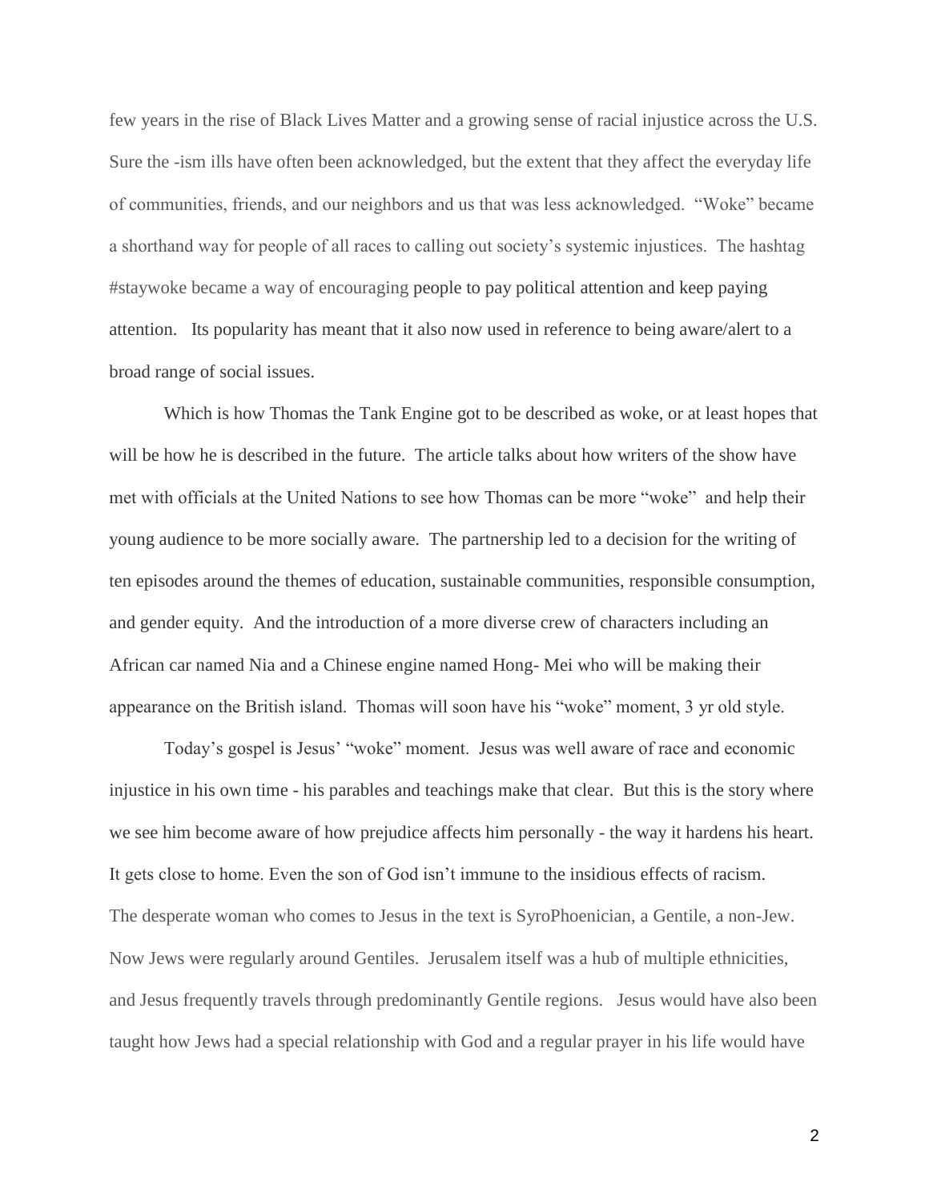few years in the rise of Black Lives Matter and a growing sense of racial injustice across the U.S. Sure the -ism ills have often been acknowledged, but the extent that they affect the everyday life of communities, friends, and our neighbors and us that was less acknowledged. "Woke" became a shorthand way for people of all races to calling out society's systemic injustices. The hashtag #staywoke became a way of encouraging people to pay political attention and keep paying attention. Its popularity has meant that it also now used in reference to being aware/alert to a broad range of social issues.

Which is how Thomas the Tank Engine got to be described as woke, or at least hopes that will be how he is described in the future. The article talks about how writers of the show have met with officials at the United Nations to see how Thomas can be more "woke" and help their young audience to be more socially aware. The partnership led to a decision for the writing of ten episodes around the themes of education, sustainable communities, responsible consumption, and gender equity. And the introduction of a more diverse crew of characters including an African car named Nia and a Chinese engine named Hong- Mei who will be making their appearance on the British island. Thomas will soon have his "woke" moment, 3 yr old style.

Today's gospel is Jesus' "woke" moment. Jesus was well aware of race and economic injustice in his own time - his parables and teachings make that clear. But this is the story where we see him become aware of how prejudice affects him personally - the way it hardens his heart. It gets close to home. Even the son of God isn't immune to the insidious effects of racism. The desperate woman who comes to Jesus in the text is SyroPhoenician, a Gentile, a non-Jew. Now Jews were regularly around Gentiles. Jerusalem itself was a hub of multiple ethnicities, and Jesus frequently travels through predominantly Gentile regions. Jesus would have also been taught how Jews had a special relationship with God and a regular prayer in his life would have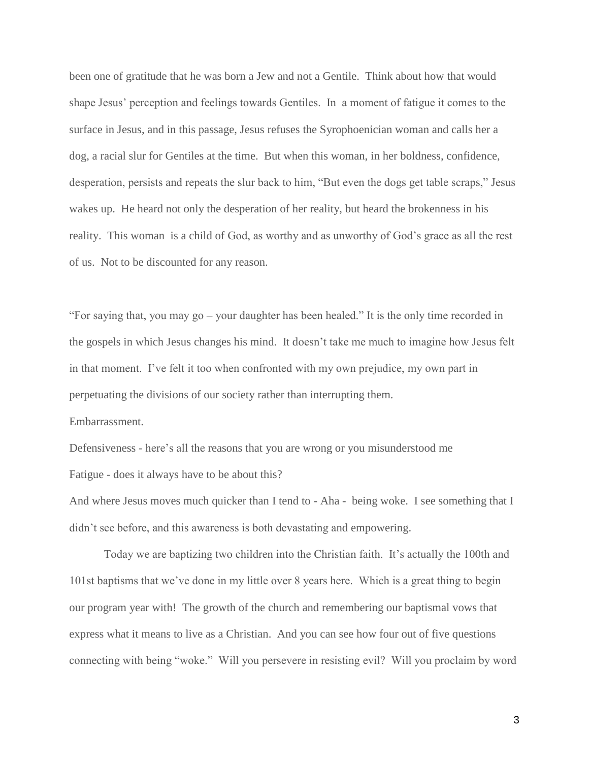been one of gratitude that he was born a Jew and not a Gentile. Think about how that would shape Jesus' perception and feelings towards Gentiles. In a moment of fatigue it comes to the surface in Jesus, and in this passage, Jesus refuses the Syrophoenician woman and calls her a dog, a racial slur for Gentiles at the time. But when this woman, in her boldness, confidence, desperation, persists and repeats the slur back to him, "But even the dogs get table scraps," Jesus wakes up. He heard not only the desperation of her reality, but heard the brokenness in his reality. This woman is a child of God, as worthy and as unworthy of God's grace as all the rest of us. Not to be discounted for any reason.

"For saying that, you may go – your daughter has been healed." It is the only time recorded in the gospels in which Jesus changes his mind. It doesn't take me much to imagine how Jesus felt in that moment. I've felt it too when confronted with my own prejudice, my own part in perpetuating the divisions of our society rather than interrupting them.

Embarrassment.

Defensiveness - here's all the reasons that you are wrong or you misunderstood me

Fatigue - does it always have to be about this?

And where Jesus moves much quicker than I tend to - Aha - being woke. I see something that I didn't see before, and this awareness is both devastating and empowering.

Today we are baptizing two children into the Christian faith. It's actually the 100th and 101st baptisms that we've done in my little over 8 years here. Which is a great thing to begin our program year with! The growth of the church and remembering our baptismal vows that express what it means to live as a Christian. And you can see how four out of five questions connecting with being "woke." Will you persevere in resisting evil? Will you proclaim by word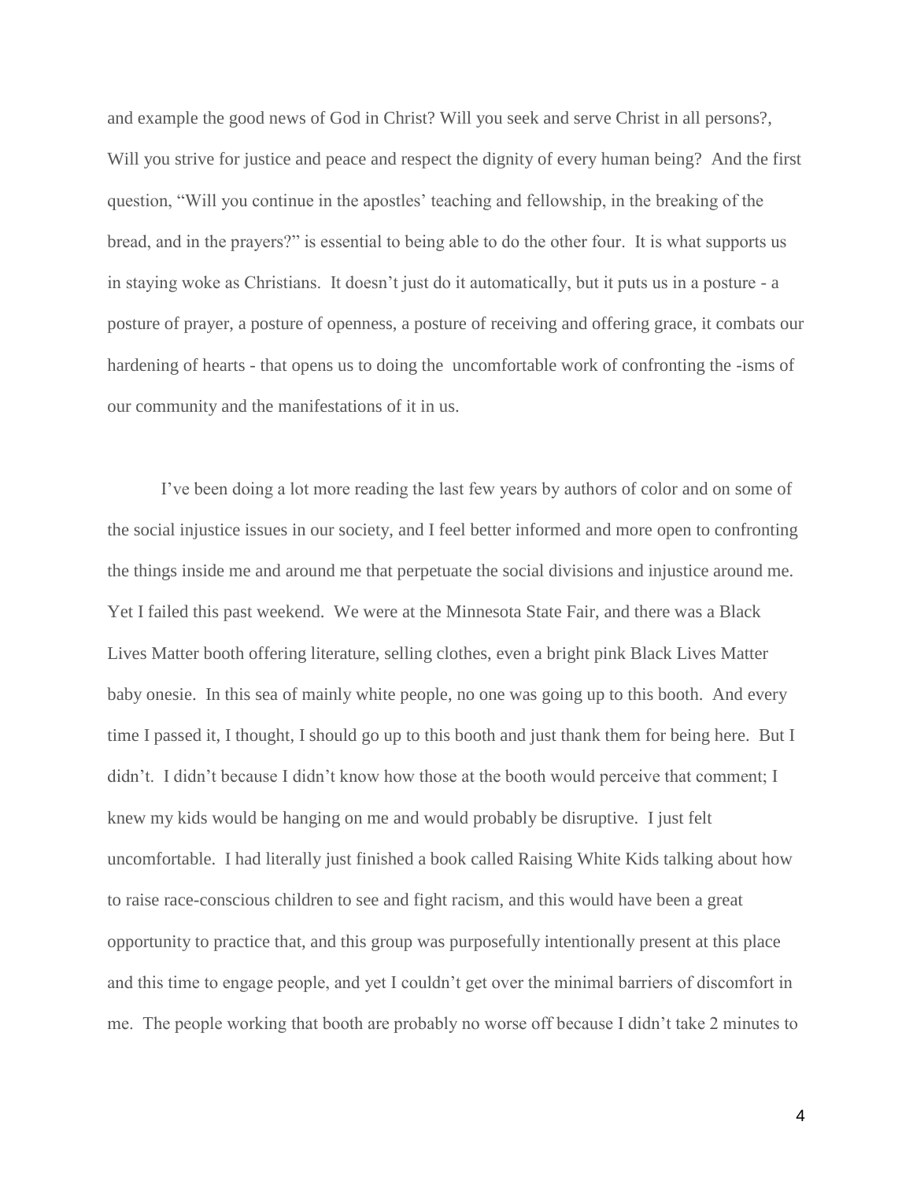and example the good news of God in Christ? Will you seek and serve Christ in all persons?, Will you strive for justice and peace and respect the dignity of every human being? And the first question, "Will you continue in the apostles' teaching and fellowship, in the breaking of the bread, and in the prayers?" is essential to being able to do the other four. It is what supports us in staying woke as Christians. It doesn't just do it automatically, but it puts us in a posture - a posture of prayer, a posture of openness, a posture of receiving and offering grace, it combats our hardening of hearts - that opens us to doing the uncomfortable work of confronting the -isms of our community and the manifestations of it in us.

I've been doing a lot more reading the last few years by authors of color and on some of the social injustice issues in our society, and I feel better informed and more open to confronting the things inside me and around me that perpetuate the social divisions and injustice around me. Yet I failed this past weekend. We were at the Minnesota State Fair, and there was a Black Lives Matter booth offering literature, selling clothes, even a bright pink Black Lives Matter baby onesie. In this sea of mainly white people, no one was going up to this booth. And every time I passed it, I thought, I should go up to this booth and just thank them for being here. But I didn't. I didn't because I didn't know how those at the booth would perceive that comment; I knew my kids would be hanging on me and would probably be disruptive. I just felt uncomfortable. I had literally just finished a book called Raising White Kids talking about how to raise race-conscious children to see and fight racism, and this would have been a great opportunity to practice that, and this group was purposefully intentionally present at this place and this time to engage people, and yet I couldn't get over the minimal barriers of discomfort in me. The people working that booth are probably no worse off because I didn't take 2 minutes to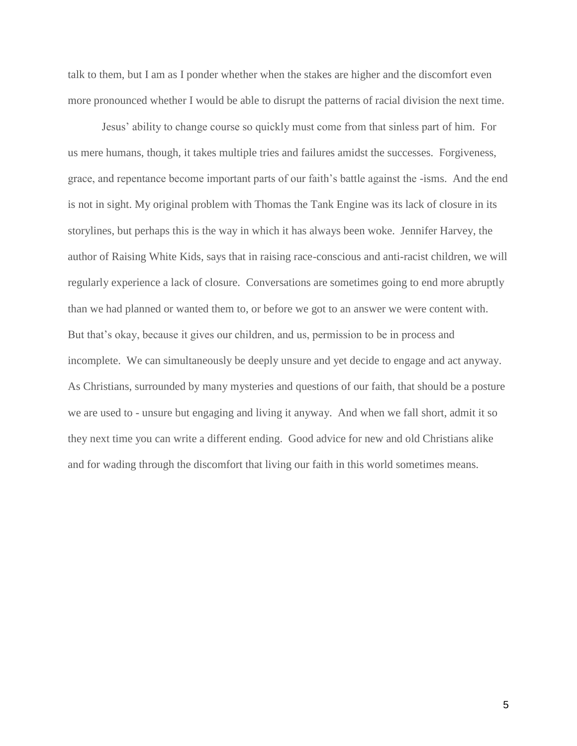talk to them, but I am as I ponder whether when the stakes are higher and the discomfort even more pronounced whether I would be able to disrupt the patterns of racial division the next time.

Jesus' ability to change course so quickly must come from that sinless part of him. For us mere humans, though, it takes multiple tries and failures amidst the successes. Forgiveness, grace, and repentance become important parts of our faith's battle against the -isms. And the end is not in sight. My original problem with Thomas the Tank Engine was its lack of closure in its storylines, but perhaps this is the way in which it has always been woke. Jennifer Harvey, the author of Raising White Kids, says that in raising race-conscious and anti-racist children, we will regularly experience a lack of closure. Conversations are sometimes going to end more abruptly than we had planned or wanted them to, or before we got to an answer we were content with. But that's okay, because it gives our children, and us, permission to be in process and incomplete. We can simultaneously be deeply unsure and yet decide to engage and act anyway. As Christians, surrounded by many mysteries and questions of our faith, that should be a posture we are used to - unsure but engaging and living it anyway. And when we fall short, admit it so they next time you can write a different ending. Good advice for new and old Christians alike and for wading through the discomfort that living our faith in this world sometimes means.